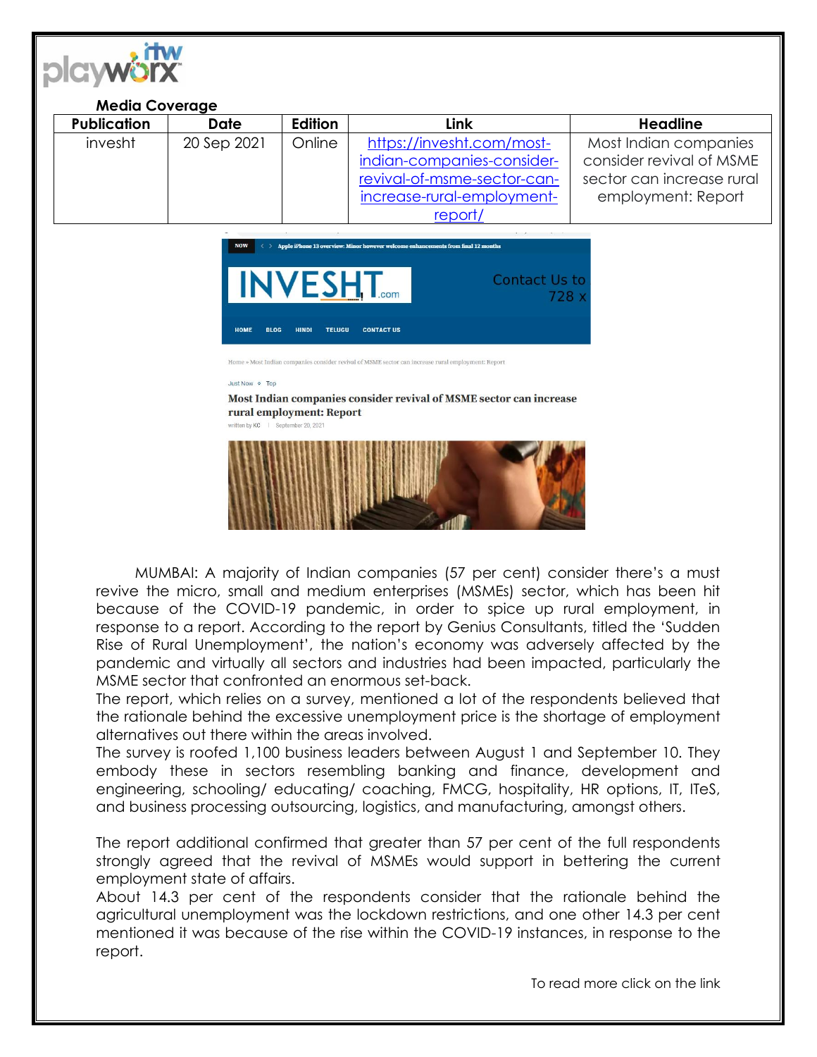**Media Coverage**

| Publication | Date | Edition | Link | Headline |
|---|---|---|---|---|
| invesht | 20 Sep 2021 | Online | https://invesht.com/most-indian-companies-consider-revival-of-msme-sector-can-increase-rural-employment-report/ | Most Indian companies consider revival of MSME sector can increase rural employment: Report |

NOW < > Apple iPhone 13 overview: Minor however welcome enhancements from final 12 months

INVESHT.com

Contact Us to 728 x

HOME BLOG HINDI TELUGU CONTACT US

Home » Most Indian companies consider revival of MSME sector can increase rural employment: Report

Just Now Top

**Most Indian companies consider revival of MSME sector can increase rural employment: Report**

written by KC | September 20, 2021

MUMBAI: A majority of Indian companies (57 per cent) consider there's a must revive the micro, small and medium enterprises (MSMEs) sector, which has been hit because of the COVID-19 pandemic, in order to spice up rural employment, in response to a report. According to the report by Genius Consultants, titled the 'Sudden Rise of Rural Unemployment', the nation's economy was adversely affected by the pandemic and virtually all sectors and industries had been impacted, particularly the MSME sector that confronted an enormous set-back.

The report, which relies on a survey, mentioned a lot of the respondents believed that the rationale behind the excessive unemployment price is the shortage of employment alternatives out there within the areas involved.

The survey is roofed 1,100 business leaders between August 1 and September 10. They embody these in sectors resembling banking and finance, development and engineering, schooling/ educating/ coaching, FMCG, hospitality, HR options, IT, ITeS, and business processing outsourcing, logistics, and manufacturing, amongst others.

The report additional confirmed that greater than 57 per cent of the full respondents strongly agreed that the revival of MSMEs would support in bettering the current employment state of affairs.

About 14.3 per cent of the respondents consider that the rationale behind the agricultural unemployment was the lockdown restrictions, and one other 14.3 per cent mentioned it was because of the rise within the COVID-19 instances, in response to the report.

To read more click on the link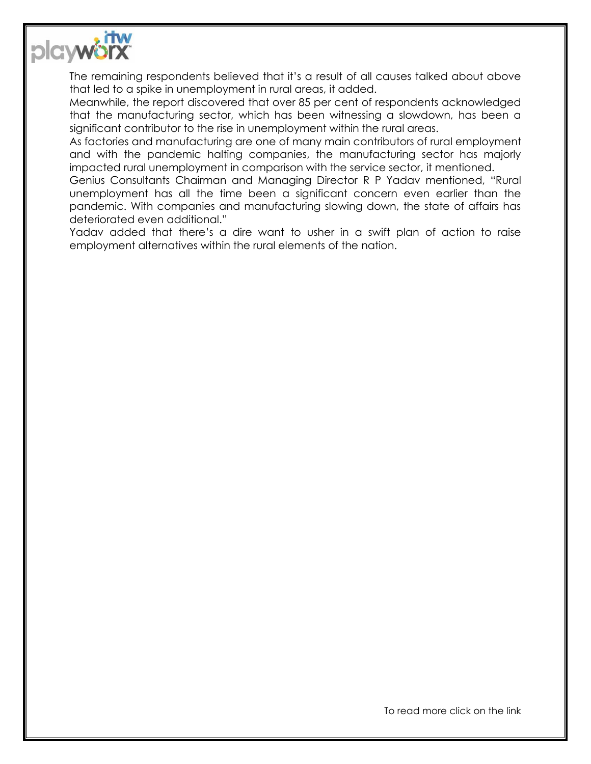The remaining respondents believed that it's a result of all causes talked about above that led to a spike in unemployment in rural areas, it added.

Meanwhile, the report discovered that over 85 per cent of respondents acknowledged that the manufacturing sector, which has been witnessing a slowdown, has been a significant contributor to the rise in unemployment within the rural areas.

As factories and manufacturing are one of many main contributors of rural employment and with the pandemic halting companies, the manufacturing sector has majorly impacted rural unemployment in comparison with the service sector, it mentioned.

Genius Consultants Chairman and Managing Director R P Yadav mentioned, "Rural unemployment has all the time been a significant concern even earlier than the pandemic. With companies and manufacturing slowing down, the state of affairs has deteriorated even additional."

Yadav added that there's a dire want to usher in a swift plan of action to raise employment alternatives within the rural elements of the nation.

To read more click on the link